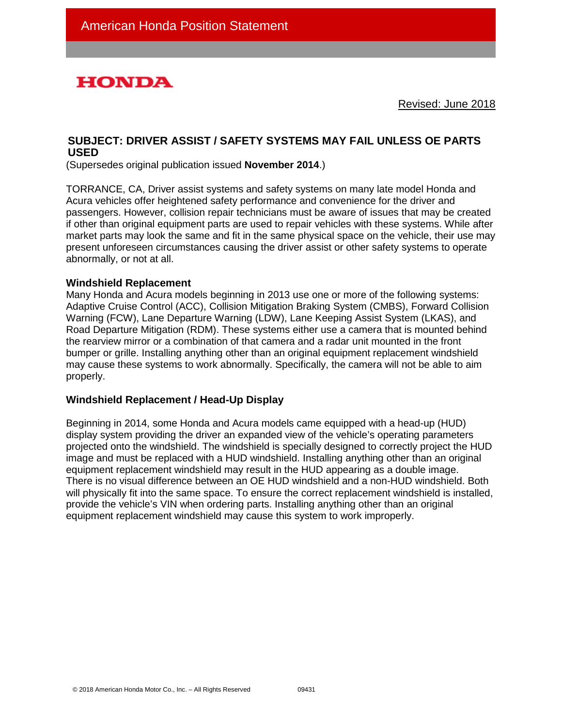American Honda Position Statement

HONDA

Revised: June 2018

## SUBJECT: DRIVER ASSIST / SAFETY SYSTEMS MAY FAIL UNLESS OE PARTS USED

(Supersedes original publication issued **November 2014**.)

TORRANCE, CA, Driver assist systems and safety systems on many late model Honda and Acura vehicles offer heightened safety performance and convenience for the driver and passengers. However, collision repair technicians must be aware of issues that may be created if other than original equipment parts are used to repair vehicles with these systems. While after market parts may look the same and fit in the same physical space on the vehicle, their use may present unforeseen circumstances causing the driver assist or other safety systems to operate abnormally, or not at all.

### Windshield Replacement

Many Honda and Acura models beginning in 2013 use one or more of the following systems: Adaptive Cruise Control (ACC), Collision Mitigation Braking System (CMBS), Forward Collision Warning (FCW), Lane Departure Warning (LDW), Lane Keeping Assist System (LKAS), and Road Departure Mitigation (RDM). These systems either use a camera that is mounted behind the rearview mirror or a combination of that camera and a radar unit mounted in the front bumper or grille. Installing anything other than an original equipment replacement windshield may cause these systems to work abnormally. Specifically, the camera will not be able to aim properly.

### Windshield Replacement / Head-Up Display

Beginning in 2014, some Honda and Acura models came equipped with a head-up (HUD) display system providing the driver an expanded view of the vehicle's operating parameters projected onto the windshield. The windshield is specially designed to correctly project the HUD image and must be replaced with a HUD windshield. Installing anything other than an original equipment replacement windshield may result in the HUD appearing as a double image. There is no visual difference between an OE HUD windshield and a non-HUD windshield. Both will physically fit into the same space. To ensure the correct replacement windshield is installed, provide the vehicle's VIN when ordering parts. Installing anything other than an original equipment replacement windshield may cause this system to work improperly.

© 2018 American Honda Motor Co., Inc. – All Rights Reserved 09431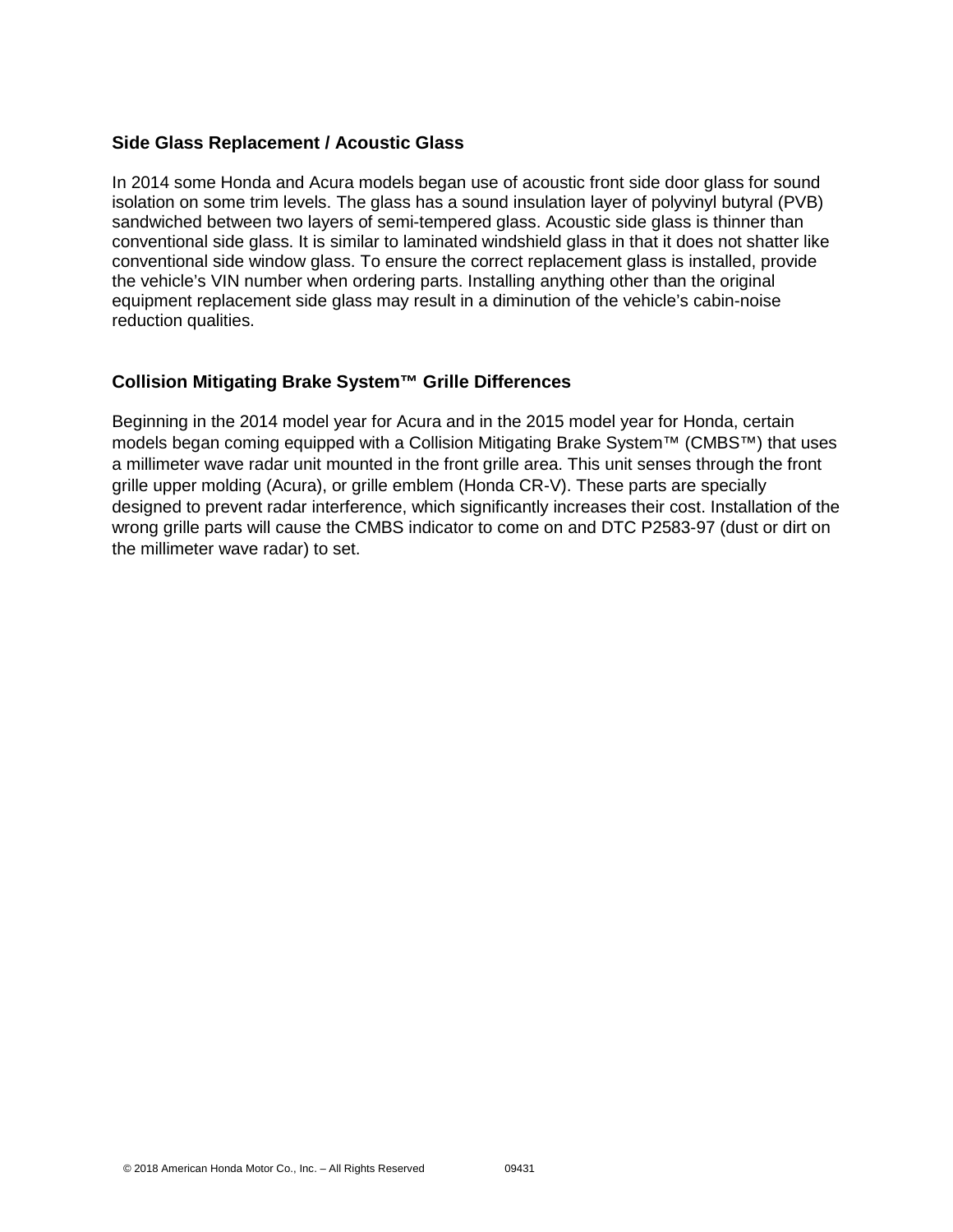## Side Glass Replacement / Acoustic Glass

In 2014 some Honda and Acura models began use of acoustic front side door glass for sound isolation on some trim levels. The glass has a sound insulation layer of polyvinyl butyral (PVB) sandwiched between two layers of semi-tempered glass. Acoustic side glass is thinner than conventional side glass. It is similar to laminated windshield glass in that it does not shatter like conventional side window glass. To ensure the correct replacement glass is installed, provide the vehicle's VIN number when ordering parts. Installing anything other than the original equipment replacement side glass may result in a diminution of the vehicle's cabin-noise reduction qualities.

## Collision Mitigating Brake System™ Grille Differences

Beginning in the 2014 model year for Acura and in the 2015 model year for Honda, certain models began coming equipped with a Collision Mitigating Brake System™ (CMBS™) that uses a millimeter wave radar unit mounted in the front grille area. This unit senses through the front grille upper molding (Acura), or grille emblem (Honda CR-V). These parts are specially designed to prevent radar interference, which significantly increases their cost. Installation of the wrong grille parts will cause the CMBS indicator to come on and DTC P2583-97 (dust or dirt on the millimeter wave radar) to set.

© 2018 American Honda Motor Co., Inc. – All Rights Reserved 09431